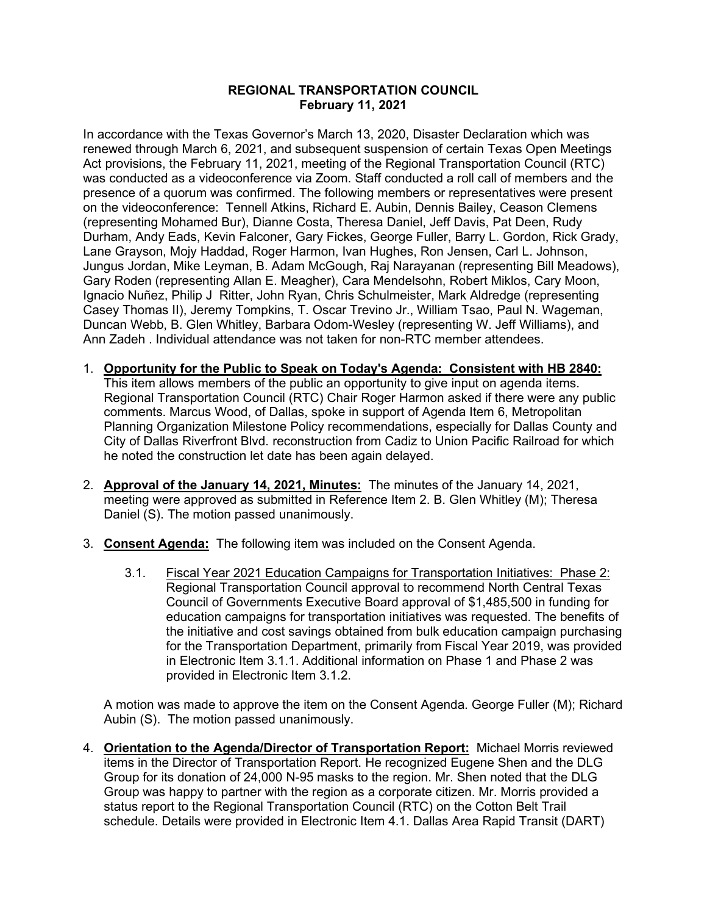# REGIONAL TRANSPORTATION COUNCIL
## February 11, 2021

In accordance with the Texas Governor's March 13, 2020, Disaster Declaration which was renewed through March 6, 2021, and subsequent suspension of certain Texas Open Meetings Act provisions, the February 11, 2021, meeting of the Regional Transportation Council (RTC) was conducted as a videoconference via Zoom. Staff conducted a roll call of members and the presence of a quorum was confirmed. The following members or representatives were present on the videoconference: Tennell Atkins, Richard E. Aubin, Dennis Bailey, Ceason Clemens (representing Mohamed Bur), Dianne Costa, Theresa Daniel, Jeff Davis, Pat Deen, Rudy Durham, Andy Eads, Kevin Falconer, Gary Fickes, George Fuller, Barry L. Gordon, Rick Grady, Lane Grayson, Mojy Haddad, Roger Harmon, Ivan Hughes, Ron Jensen, Carl L. Johnson, Jungus Jordan, Mike Leyman, B. Adam McGough, Raj Narayanan (representing Bill Meadows), Gary Roden (representing Allan E. Meagher), Cara Mendelsohn, Robert Miklos, Cary Moon, Ignacio Nuñez, Philip J Ritter, John Ryan, Chris Schulmeister, Mark Aldredge (representing Casey Thomas II), Jeremy Tompkins, T. Oscar Trevino Jr., William Tsao, Paul N. Wageman, Duncan Webb, B. Glen Whitley, Barbara Odom-Wesley (representing W. Jeff Williams), and Ann Zadeh . Individual attendance was not taken for non-RTC member attendees.

1. **Opportunity for the Public to Speak on Today's Agenda: Consistent with HB 2840:** This item allows members of the public an opportunity to give input on agenda items. Regional Transportation Council (RTC) Chair Roger Harmon asked if there were any public comments. Marcus Wood, of Dallas, spoke in support of Agenda Item 6, Metropolitan Planning Organization Milestone Policy recommendations, especially for Dallas County and City of Dallas Riverfront Blvd. reconstruction from Cadiz to Union Pacific Railroad for which he noted the construction let date has been again delayed.

2. **Approval of the January 14, 2021, Minutes:** The minutes of the January 14, 2021, meeting were approved as submitted in Reference Item 2. B. Glen Whitley (M); Theresa Daniel (S). The motion passed unanimously.

3. **Consent Agenda:** The following item was included on the Consent Agenda.

   3.1. Fiscal Year 2021 Education Campaigns for Transportation Initiatives: Phase 2: Regional Transportation Council approval to recommend North Central Texas Council of Governments Executive Board approval of $1,485,500 in funding for education campaigns for transportation initiatives was requested. The benefits of the initiative and cost savings obtained from bulk education campaign purchasing for the Transportation Department, primarily from Fiscal Year 2019, was provided in Electronic Item 3.1.1. Additional information on Phase 1 and Phase 2 was provided in Electronic Item 3.1.2.

   A motion was made to approve the item on the Consent Agenda. George Fuller (M); Richard Aubin (S). The motion passed unanimously.

4. **Orientation to the Agenda/Director of Transportation Report:** Michael Morris reviewed items in the Director of Transportation Report. He recognized Eugene Shen and the DLG Group for its donation of 24,000 N-95 masks to the region. Mr. Shen noted that the DLG Group was happy to partner with the region as a corporate citizen. Mr. Morris provided a status report to the Regional Transportation Council (RTC) on the Cotton Belt Trail schedule. Details were provided in Electronic Item 4.1. Dallas Area Rapid Transit (DART)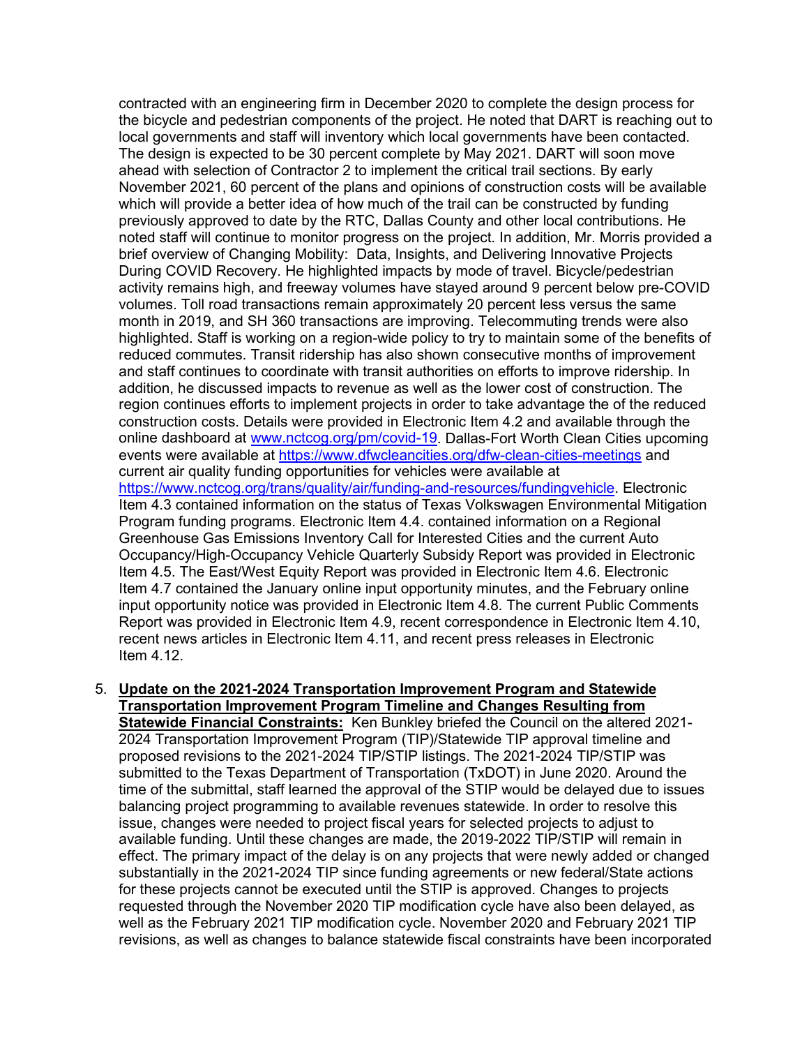contracted with an engineering firm in December 2020 to complete the design process for the bicycle and pedestrian components of the project. He noted that DART is reaching out to local governments and staff will inventory which local governments have been contacted. The design is expected to be 30 percent complete by May 2021. DART will soon move ahead with selection of Contractor 2 to implement the critical trail sections. By early November 2021, 60 percent of the plans and opinions of construction costs will be available which will provide a better idea of how much of the trail can be constructed by funding previously approved to date by the RTC, Dallas County and other local contributions. He noted staff will continue to monitor progress on the project. In addition, Mr. Morris provided a brief overview of Changing Mobility: Data, Insights, and Delivering Innovative Projects During COVID Recovery. He highlighted impacts by mode of travel. Bicycle/pedestrian activity remains high, and freeway volumes have stayed around 9 percent below pre-COVID volumes. Toll road transactions remain approximately 20 percent less versus the same month in 2019, and SH 360 transactions are improving. Telecommuting trends were also highlighted. Staff is working on a region-wide policy to try to maintain some of the benefits of reduced commutes. Transit ridership has also shown consecutive months of improvement and staff continues to coordinate with transit authorities on efforts to improve ridership. In addition, he discussed impacts to revenue as well as the lower cost of construction. The region continues efforts to implement projects in order to take advantage the of the reduced construction costs. Details were provided in Electronic Item 4.2 and available through the online dashboard at [www.nctcog.org/pm/covid-19](www.nctcog.org/pm/covid-19). Dallas-Fort Worth Clean Cities upcoming events were available at [https://www.dfwcleancities.org/dfw-clean-cities-meetings](https://www.dfwcleancities.org/dfw-clean-cities-meetings) and current air quality funding opportunities for vehicles were available at [https://www.nctcog.org/trans/quality/air/funding-and-resources/fundingvehicle](https://www.nctcog.org/trans/quality/air/funding-and-resources/fundingvehicle). Electronic Item 4.3 contained information on the status of Texas Volkswagen Environmental Mitigation Program funding programs. Electronic Item 4.4. contained information on a Regional Greenhouse Gas Emissions Inventory Call for Interested Cities and the current Auto Occupancy/High-Occupancy Vehicle Quarterly Subsidy Report was provided in Electronic Item 4.5. The East/West Equity Report was provided in Electronic Item 4.6. Electronic Item 4.7 contained the January online input opportunity minutes, and the February online input opportunity notice was provided in Electronic Item 4.8. The current Public Comments Report was provided in Electronic Item 4.9, recent correspondence in Electronic Item 4.10, recent news articles in Electronic Item 4.11, and recent press releases in Electronic Item 4.12.

5. **Update on the 2021-2024 Transportation Improvement Program and Statewide Transportation Improvement Program Timeline and Changes Resulting from Statewide Financial Constraints:** Ken Bunkley briefed the Council on the altered 2021-2024 Transportation Improvement Program (TIP)/Statewide TIP approval timeline and proposed revisions to the 2021-2024 TIP/STIP listings. The 2021-2024 TIP/STIP was submitted to the Texas Department of Transportation (TxDOT) in June 2020. Around the time of the submittal, staff learned the approval of the STIP would be delayed due to issues balancing project programming to available revenues statewide. In order to resolve this issue, changes were needed to project fiscal years for selected projects to adjust to available funding. Until these changes are made, the 2019-2022 TIP/STIP will remain in effect. The primary impact of the delay is on any projects that were newly added or changed substantially in the 2021-2024 TIP since funding agreements or new federal/State actions for these projects cannot be executed until the STIP is approved. Changes to projects requested through the November 2020 TIP modification cycle have also been delayed, as well as the February 2021 TIP modification cycle. November 2020 and February 2021 TIP revisions, as well as changes to balance statewide fiscal constraints have been incorporated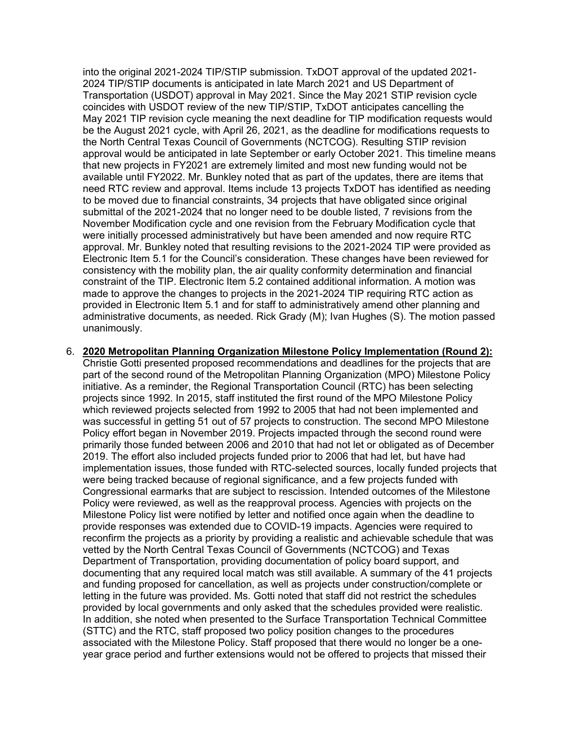into the original 2021-2024 TIP/STIP submission. TxDOT approval of the updated 2021-2024 TIP/STIP documents is anticipated in late March 2021 and US Department of Transportation (USDOT) approval in May 2021. Since the May 2021 STIP revision cycle coincides with USDOT review of the new TIP/STIP, TxDOT anticipates cancelling the May 2021 TIP revision cycle meaning the next deadline for TIP modification requests would be the August 2021 cycle, with April 26, 2021, as the deadline for modifications requests to the North Central Texas Council of Governments (NCTCOG). Resulting STIP revision approval would be anticipated in late September or early October 2021. This timeline means that new projects in FY2021 are extremely limited and most new funding would not be available until FY2022. Mr. Bunkley noted that as part of the updates, there are items that need RTC review and approval. Items include 13 projects TxDOT has identified as needing to be moved due to financial constraints, 34 projects that have obligated since original submittal of the 2021-2024 that no longer need to be double listed, 7 revisions from the November Modification cycle and one revision from the February Modification cycle that were initially processed administratively but have been amended and now require RTC approval. Mr. Bunkley noted that resulting revisions to the 2021-2024 TIP were provided as Electronic Item 5.1 for the Council's consideration. These changes have been reviewed for consistency with the mobility plan, the air quality conformity determination and financial constraint of the TIP. Electronic Item 5.2 contained additional information. A motion was made to approve the changes to projects in the 2021-2024 TIP requiring RTC action as provided in Electronic Item 5.1 and for staff to administratively amend other planning and administrative documents, as needed. Rick Grady (M); Ivan Hughes (S). The motion passed unanimously.

6. **2020 Metropolitan Planning Organization Milestone Policy Implementation (Round 2):** Christie Gotti presented proposed recommendations and deadlines for the projects that are part of the second round of the Metropolitan Planning Organization (MPO) Milestone Policy initiative. As a reminder, the Regional Transportation Council (RTC) has been selecting projects since 1992. In 2015, staff instituted the first round of the MPO Milestone Policy which reviewed projects selected from 1992 to 2005 that had not been implemented and was successful in getting 51 out of 57 projects to construction. The second MPO Milestone Policy effort began in November 2019. Projects impacted through the second round were primarily those funded between 2006 and 2010 that had not let or obligated as of December 2019. The effort also included projects funded prior to 2006 that had let, but have had implementation issues, those funded with RTC-selected sources, locally funded projects that were being tracked because of regional significance, and a few projects funded with Congressional earmarks that are subject to rescission. Intended outcomes of the Milestone Policy were reviewed, as well as the reapproval process. Agencies with projects on the Milestone Policy list were notified by letter and notified once again when the deadline to provide responses was extended due to COVID-19 impacts. Agencies were required to reconfirm the projects as a priority by providing a realistic and achievable schedule that was vetted by the North Central Texas Council of Governments (NCTCOG) and Texas Department of Transportation, providing documentation of policy board support, and documenting that any required local match was still available. A summary of the 41 projects and funding proposed for cancellation, as well as projects under construction/complete or letting in the future was provided. Ms. Gotti noted that staff did not restrict the schedules provided by local governments and only asked that the schedules provided were realistic. In addition, she noted when presented to the Surface Transportation Technical Committee (STTC) and the RTC, staff proposed two policy position changes to the procedures associated with the Milestone Policy. Staff proposed that there would no longer be a one-year grace period and further extensions would not be offered to projects that missed their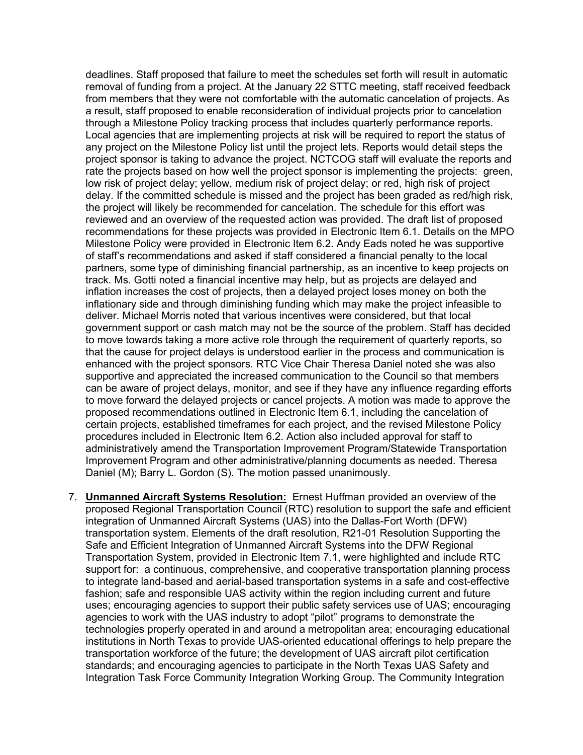deadlines. Staff proposed that failure to meet the schedules set forth will result in automatic removal of funding from a project. At the January 22 STTC meeting, staff received feedback from members that they were not comfortable with the automatic cancelation of projects. As a result, staff proposed to enable reconsideration of individual projects prior to cancelation through a Milestone Policy tracking process that includes quarterly performance reports. Local agencies that are implementing projects at risk will be required to report the status of any project on the Milestone Policy list until the project lets. Reports would detail steps the project sponsor is taking to advance the project. NCTCOG staff will evaluate the reports and rate the projects based on how well the project sponsor is implementing the projects: green, low risk of project delay; yellow, medium risk of project delay; or red, high risk of project delay. If the committed schedule is missed and the project has been graded as red/high risk, the project will likely be recommended for cancelation. The schedule for this effort was reviewed and an overview of the requested action was provided. The draft list of proposed recommendations for these projects was provided in Electronic Item 6.1. Details on the MPO Milestone Policy were provided in Electronic Item 6.2. Andy Eads noted he was supportive of staff's recommendations and asked if staff considered a financial penalty to the local partners, some type of diminishing financial partnership, as an incentive to keep projects on track. Ms. Gotti noted a financial incentive may help, but as projects are delayed and inflation increases the cost of projects, then a delayed project loses money on both the inflationary side and through diminishing funding which may make the project infeasible to deliver. Michael Morris noted that various incentives were considered, but that local government support or cash match may not be the source of the problem. Staff has decided to move towards taking a more active role through the requirement of quarterly reports, so that the cause for project delays is understood earlier in the process and communication is enhanced with the project sponsors. RTC Vice Chair Theresa Daniel noted she was also supportive and appreciated the increased communication to the Council so that members can be aware of project delays, monitor, and see if they have any influence regarding efforts to move forward the delayed projects or cancel projects. A motion was made to approve the proposed recommendations outlined in Electronic Item 6.1, including the cancelation of certain projects, established timeframes for each project, and the revised Milestone Policy procedures included in Electronic Item 6.2. Action also included approval for staff to administratively amend the Transportation Improvement Program/Statewide Transportation Improvement Program and other administrative/planning documents as needed. Theresa Daniel (M); Barry L. Gordon (S). The motion passed unanimously.

7. **Unmanned Aircraft Systems Resolution:** Ernest Huffman provided an overview of the proposed Regional Transportation Council (RTC) resolution to support the safe and efficient integration of Unmanned Aircraft Systems (UAS) into the Dallas-Fort Worth (DFW) transportation system. Elements of the draft resolution, R21-01 Resolution Supporting the Safe and Efficient Integration of Unmanned Aircraft Systems into the DFW Regional Transportation System, provided in Electronic Item 7.1, were highlighted and include RTC support for: a continuous, comprehensive, and cooperative transportation planning process to integrate land-based and aerial-based transportation systems in a safe and cost-effective fashion; safe and responsible UAS activity within the region including current and future uses; encouraging agencies to support their public safety services use of UAS; encouraging agencies to work with the UAS industry to adopt "pilot" programs to demonstrate the technologies properly operated in and around a metropolitan area; encouraging educational institutions in North Texas to provide UAS-oriented educational offerings to help prepare the transportation workforce of the future; the development of UAS aircraft pilot certification standards; and encouraging agencies to participate in the North Texas UAS Safety and Integration Task Force Community Integration Working Group. The Community Integration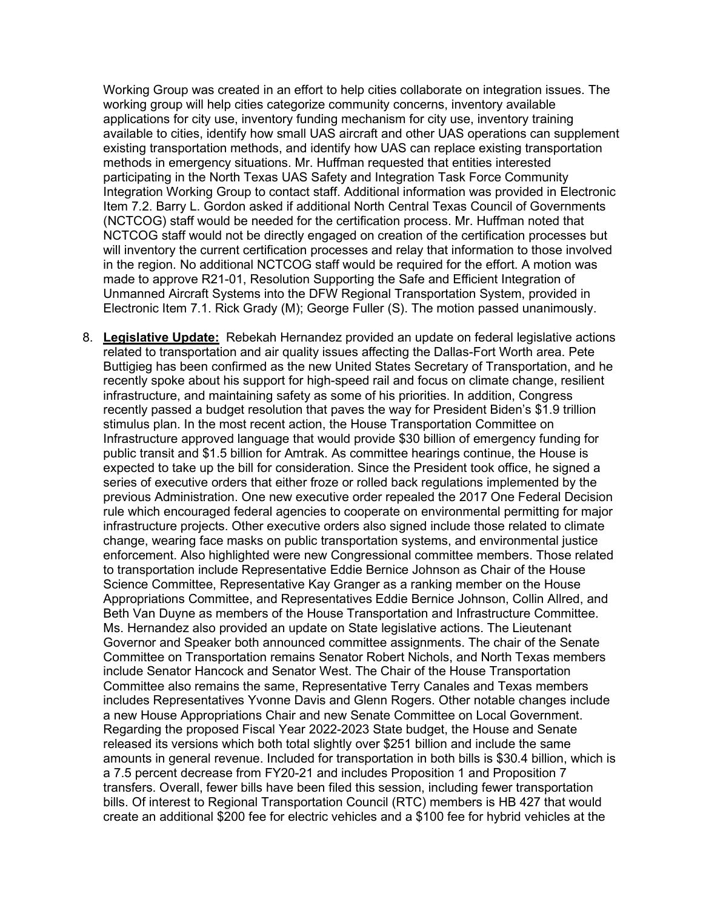Working Group was created in an effort to help cities collaborate on integration issues. The working group will help cities categorize community concerns, inventory available applications for city use, inventory funding mechanism for city use, inventory training available to cities, identify how small UAS aircraft and other UAS operations can supplement existing transportation methods, and identify how UAS can replace existing transportation methods in emergency situations. Mr. Huffman requested that entities interested participating in the North Texas UAS Safety and Integration Task Force Community Integration Working Group to contact staff. Additional information was provided in Electronic Item 7.2. Barry L. Gordon asked if additional North Central Texas Council of Governments (NCTCOG) staff would be needed for the certification process. Mr. Huffman noted that NCTCOG staff would not be directly engaged on creation of the certification processes but will inventory the current certification processes and relay that information to those involved in the region. No additional NCTCOG staff would be required for the effort. A motion was made to approve R21-01, Resolution Supporting the Safe and Efficient Integration of Unmanned Aircraft Systems into the DFW Regional Transportation System, provided in Electronic Item 7.1. Rick Grady (M); George Fuller (S). The motion passed unanimously.

8. **Legislative Update:** Rebekah Hernandez provided an update on federal legislative actions related to transportation and air quality issues affecting the Dallas-Fort Worth area. Pete Buttigieg has been confirmed as the new United States Secretary of Transportation, and he recently spoke about his support for high-speed rail and focus on climate change, resilient infrastructure, and maintaining safety as some of his priorities. In addition, Congress recently passed a budget resolution that paves the way for President Biden's $1.9 trillion stimulus plan. In the most recent action, the House Transportation Committee on Infrastructure approved language that would provide $30 billion of emergency funding for public transit and $1.5 billion for Amtrak. As committee hearings continue, the House is expected to take up the bill for consideration. Since the President took office, he signed a series of executive orders that either froze or rolled back regulations implemented by the previous Administration. One new executive order repealed the 2017 One Federal Decision rule which encouraged federal agencies to cooperate on environmental permitting for major infrastructure projects. Other executive orders also signed include those related to climate change, wearing face masks on public transportation systems, and environmental justice enforcement. Also highlighted were new Congressional committee members. Those related to transportation include Representative Eddie Bernice Johnson as Chair of the House Science Committee, Representative Kay Granger as a ranking member on the House Appropriations Committee, and Representatives Eddie Bernice Johnson, Collin Allred, and Beth Van Duyne as members of the House Transportation and Infrastructure Committee. Ms. Hernandez also provided an update on State legislative actions. The Lieutenant Governor and Speaker both announced committee assignments. The chair of the Senate Committee on Transportation remains Senator Robert Nichols, and North Texas members include Senator Hancock and Senator West. The Chair of the House Transportation Committee also remains the same, Representative Terry Canales and Texas members includes Representatives Yvonne Davis and Glenn Rogers. Other notable changes include a new House Appropriations Chair and new Senate Committee on Local Government. Regarding the proposed Fiscal Year 2022-2023 State budget, the House and Senate released its versions which both total slightly over $251 billion and include the same amounts in general revenue. Included for transportation in both bills is $30.4 billion, which is a 7.5 percent decrease from FY20-21 and includes Proposition 1 and Proposition 7 transfers. Overall, fewer bills have been filed this session, including fewer transportation bills. Of interest to Regional Transportation Council (RTC) members is HB 427 that would create an additional $200 fee for electric vehicles and a $100 fee for hybrid vehicles at the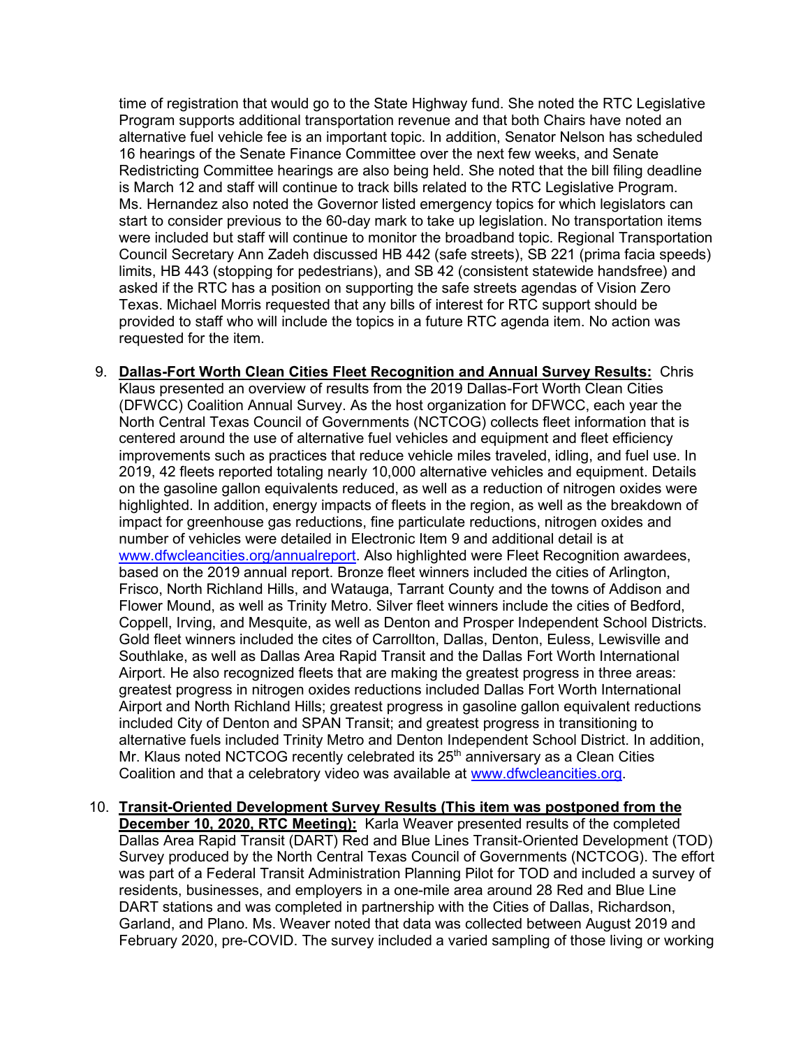time of registration that would go to the State Highway fund. She noted the RTC Legislative Program supports additional transportation revenue and that both Chairs have noted an alternative fuel vehicle fee is an important topic. In addition, Senator Nelson has scheduled 16 hearings of the Senate Finance Committee over the next few weeks, and Senate Redistricting Committee hearings are also being held. She noted that the bill filing deadline is March 12 and staff will continue to track bills related to the RTC Legislative Program. Ms. Hernandez also noted the Governor listed emergency topics for which legislators can start to consider previous to the 60-day mark to take up legislation. No transportation items were included but staff will continue to monitor the broadband topic. Regional Transportation Council Secretary Ann Zadeh discussed HB 442 (safe streets), SB 221 (prima facia speeds) limits, HB 443 (stopping for pedestrians), and SB 42 (consistent statewide handsfree) and asked if the RTC has a position on supporting the safe streets agendas of Vision Zero Texas. Michael Morris requested that any bills of interest for RTC support should be provided to staff who will include the topics in a future RTC agenda item. No action was requested for the item.

9. **Dallas-Fort Worth Clean Cities Fleet Recognition and Annual Survey Results:** Chris Klaus presented an overview of results from the 2019 Dallas-Fort Worth Clean Cities (DFWCC) Coalition Annual Survey. As the host organization for DFWCC, each year the North Central Texas Council of Governments (NCTCOG) collects fleet information that is centered around the use of alternative fuel vehicles and equipment and fleet efficiency improvements such as practices that reduce vehicle miles traveled, idling, and fuel use. In 2019, 42 fleets reported totaling nearly 10,000 alternative vehicles and equipment. Details on the gasoline gallon equivalents reduced, as well as a reduction of nitrogen oxides were highlighted. In addition, energy impacts of fleets in the region, as well as the breakdown of impact for greenhouse gas reductions, fine particulate reductions, nitrogen oxides and number of vehicles were detailed in Electronic Item 9 and additional detail is at www.dfwcleancities.org/annualreport. Also highlighted were Fleet Recognition awardees, based on the 2019 annual report. Bronze fleet winners included the cities of Arlington, Frisco, North Richland Hills, and Watauga, Tarrant County and the towns of Addison and Flower Mound, as well as Trinity Metro. Silver fleet winners include the cities of Bedford, Coppell, Irving, and Mesquite, as well as Denton and Prosper Independent School Districts. Gold fleet winners included the cites of Carrollton, Dallas, Denton, Euless, Lewisville and Southlake, as well as Dallas Area Rapid Transit and the Dallas Fort Worth International Airport. He also recognized fleets that are making the greatest progress in three areas: greatest progress in nitrogen oxides reductions included Dallas Fort Worth International Airport and North Richland Hills; greatest progress in gasoline gallon equivalent reductions included City of Denton and SPAN Transit; and greatest progress in transitioning to alternative fuels included Trinity Metro and Denton Independent School District. In addition, Mr. Klaus noted NCTCOG recently celebrated its 25th anniversary as a Clean Cities Coalition and that a celebratory video was available at www.dfwcleancities.org.

10. **Transit-Oriented Development Survey Results (This item was postponed from the December 10, 2020, RTC Meeting):** Karla Weaver presented results of the completed Dallas Area Rapid Transit (DART) Red and Blue Lines Transit-Oriented Development (TOD) Survey produced by the North Central Texas Council of Governments (NCTCOG). The effort was part of a Federal Transit Administration Planning Pilot for TOD and included a survey of residents, businesses, and employers in a one-mile area around 28 Red and Blue Line DART stations and was completed in partnership with the Cities of Dallas, Richardson, Garland, and Plano. Ms. Weaver noted that data was collected between August 2019 and February 2020, pre-COVID. The survey included a varied sampling of those living or working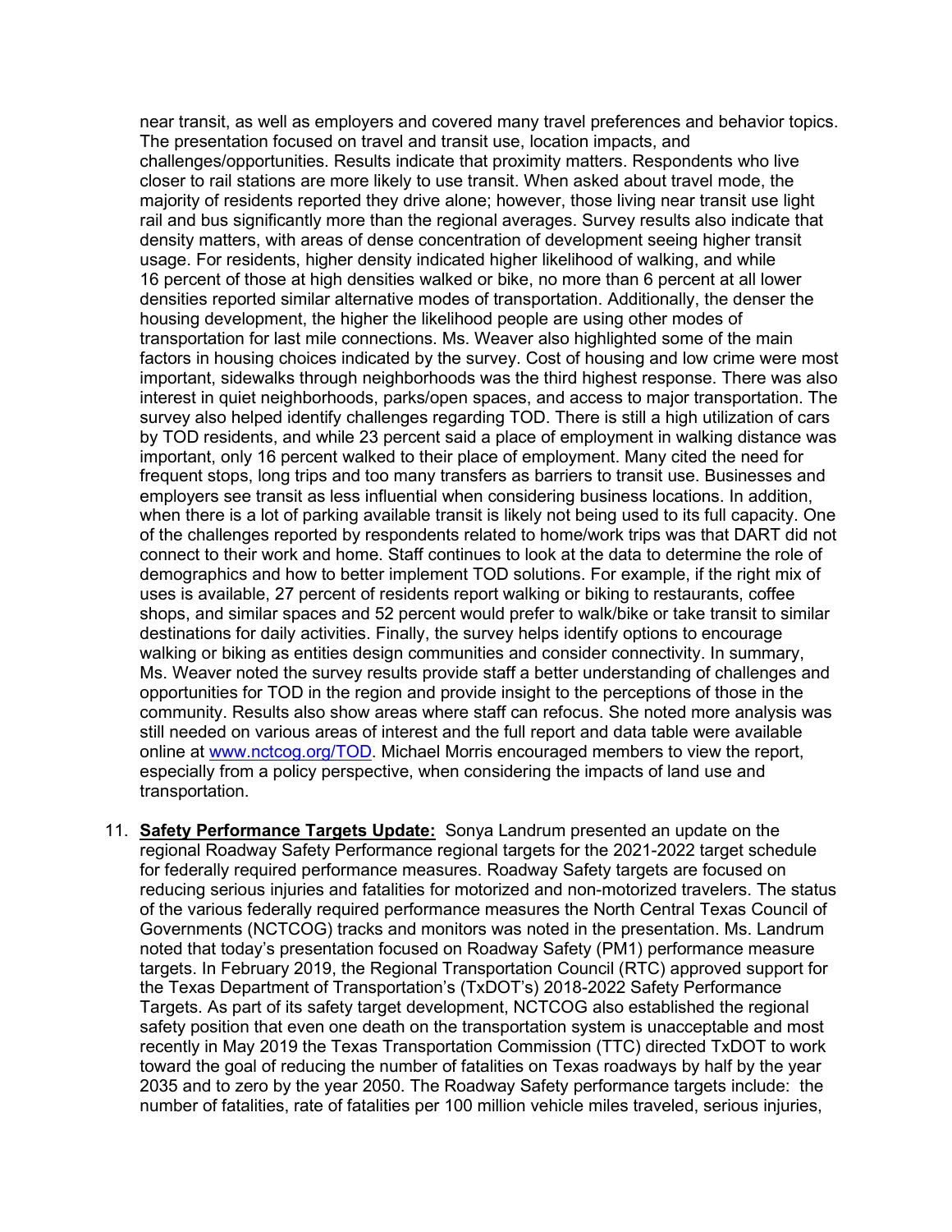near transit, as well as employers and covered many travel preferences and behavior topics. The presentation focused on travel and transit use, location impacts, and challenges/opportunities. Results indicate that proximity matters. Respondents who live closer to rail stations are more likely to use transit. When asked about travel mode, the majority of residents reported they drive alone; however, those living near transit use light rail and bus significantly more than the regional averages. Survey results also indicate that density matters, with areas of dense concentration of development seeing higher transit usage. For residents, higher density indicated higher likelihood of walking, and while 16 percent of those at high densities walked or bike, no more than 6 percent at all lower densities reported similar alternative modes of transportation. Additionally, the denser the housing development, the higher the likelihood people are using other modes of transportation for last mile connections. Ms. Weaver also highlighted some of the main factors in housing choices indicated by the survey. Cost of housing and low crime were most important, sidewalks through neighborhoods was the third highest response. There was also interest in quiet neighborhoods, parks/open spaces, and access to major transportation. The survey also helped identify challenges regarding TOD. There is still a high utilization of cars by TOD residents, and while 23 percent said a place of employment in walking distance was important, only 16 percent walked to their place of employment. Many cited the need for frequent stops, long trips and too many transfers as barriers to transit use. Businesses and employers see transit as less influential when considering business locations. In addition, when there is a lot of parking available transit is likely not being used to its full capacity. One of the challenges reported by respondents related to home/work trips was that DART did not connect to their work and home. Staff continues to look at the data to determine the role of demographics and how to better implement TOD solutions. For example, if the right mix of uses is available, 27 percent of residents report walking or biking to restaurants, coffee shops, and similar spaces and 52 percent would prefer to walk/bike or take transit to similar destinations for daily activities. Finally, the survey helps identify options to encourage walking or biking as entities design communities and consider connectivity. In summary, Ms. Weaver noted the survey results provide staff a better understanding of challenges and opportunities for TOD in the region and provide insight to the perceptions of those in the community. Results also show areas where staff can refocus. She noted more analysis was still needed on various areas of interest and the full report and data table were available online at www.nctcog.org/TOD. Michael Morris encouraged members to view the report, especially from a policy perspective, when considering the impacts of land use and transportation.

11. **Safety Performance Targets Update:** Sonya Landrum presented an update on the regional Roadway Safety Performance regional targets for the 2021-2022 target schedule for federally required performance measures. Roadway Safety targets are focused on reducing serious injuries and fatalities for motorized and non-motorized travelers. The status of the various federally required performance measures the North Central Texas Council of Governments (NCTCOG) tracks and monitors was noted in the presentation. Ms. Landrum noted that today's presentation focused on Roadway Safety (PM1) performance measure targets. In February 2019, the Regional Transportation Council (RTC) approved support for the Texas Department of Transportation's (TxDOT's) 2018-2022 Safety Performance Targets. As part of its safety target development, NCTCOG also established the regional safety position that even one death on the transportation system is unacceptable and most recently in May 2019 the Texas Transportation Commission (TTC) directed TxDOT to work toward the goal of reducing the number of fatalities on Texas roadways by half by the year 2035 and to zero by the year 2050. The Roadway Safety performance targets include: the number of fatalities, rate of fatalities per 100 million vehicle miles traveled, serious injuries,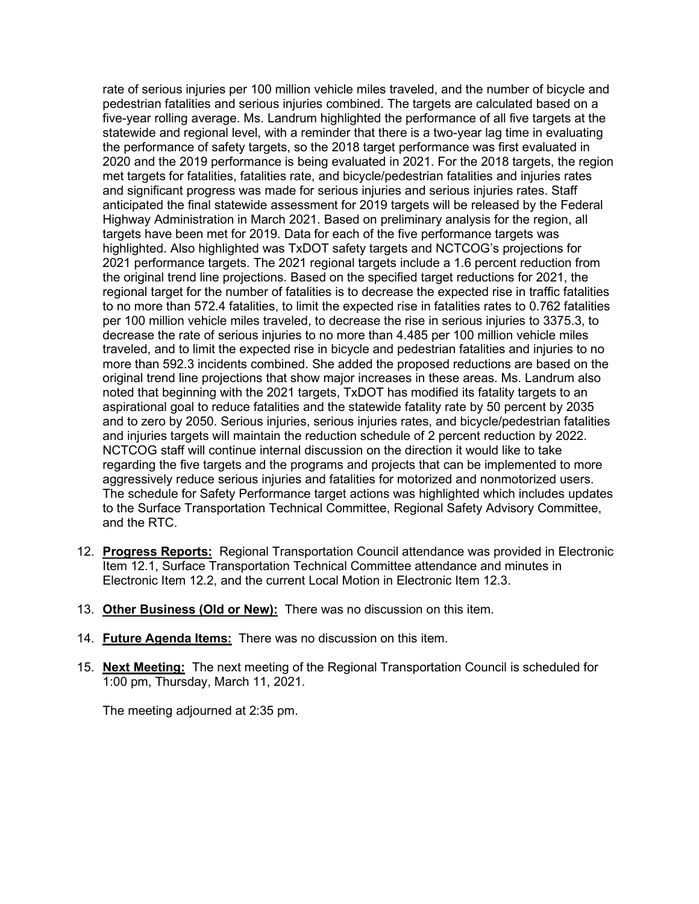rate of serious injuries per 100 million vehicle miles traveled, and the number of bicycle and pedestrian fatalities and serious injuries combined. The targets are calculated based on a five-year rolling average. Ms. Landrum highlighted the performance of all five targets at the statewide and regional level, with a reminder that there is a two-year lag time in evaluating the performance of safety targets, so the 2018 target performance was first evaluated in 2020 and the 2019 performance is being evaluated in 2021. For the 2018 targets, the region met targets for fatalities, fatalities rate, and bicycle/pedestrian fatalities and injuries rates and significant progress was made for serious injuries and serious injuries rates. Staff anticipated the final statewide assessment for 2019 targets will be released by the Federal Highway Administration in March 2021. Based on preliminary analysis for the region, all targets have been met for 2019. Data for each of the five performance targets was highlighted. Also highlighted was TxDOT safety targets and NCTCOG's projections for 2021 performance targets. The 2021 regional targets include a 1.6 percent reduction from the original trend line projections. Based on the specified target reductions for 2021, the regional target for the number of fatalities is to decrease the expected rise in traffic fatalities to no more than 572.4 fatalities, to limit the expected rise in fatalities rates to 0.762 fatalities per 100 million vehicle miles traveled, to decrease the rise in serious injuries to 3375.3, to decrease the rate of serious injuries to no more than 4.485 per 100 million vehicle miles traveled, and to limit the expected rise in bicycle and pedestrian fatalities and injuries to no more than 592.3 incidents combined. She added the proposed reductions are based on the original trend line projections that show major increases in these areas. Ms. Landrum also noted that beginning with the 2021 targets, TxDOT has modified its fatality targets to an aspirational goal to reduce fatalities and the statewide fatality rate by 50 percent by 2035 and to zero by 2050. Serious injuries, serious injuries rates, and bicycle/pedestrian fatalities and injuries targets will maintain the reduction schedule of 2 percent reduction by 2022. NCTCOG staff will continue internal discussion on the direction it would like to take regarding the five targets and the programs and projects that can be implemented to more aggressively reduce serious injuries and fatalities for motorized and nonmotorized users. The schedule for Safety Performance target actions was highlighted which includes updates to the Surface Transportation Technical Committee, Regional Safety Advisory Committee, and the RTC.

12. **Progress Reports:** Regional Transportation Council attendance was provided in Electronic Item 12.1, Surface Transportation Technical Committee attendance and minutes in Electronic Item 12.2, and the current Local Motion in Electronic Item 12.3.

13. **Other Business (Old or New):** There was no discussion on this item.

14. **Future Agenda Items:** There was no discussion on this item.

15. **Next Meeting:** The next meeting of the Regional Transportation Council is scheduled for 1:00 pm, Thursday, March 11, 2021.

    The meeting adjourned at 2:35 pm.